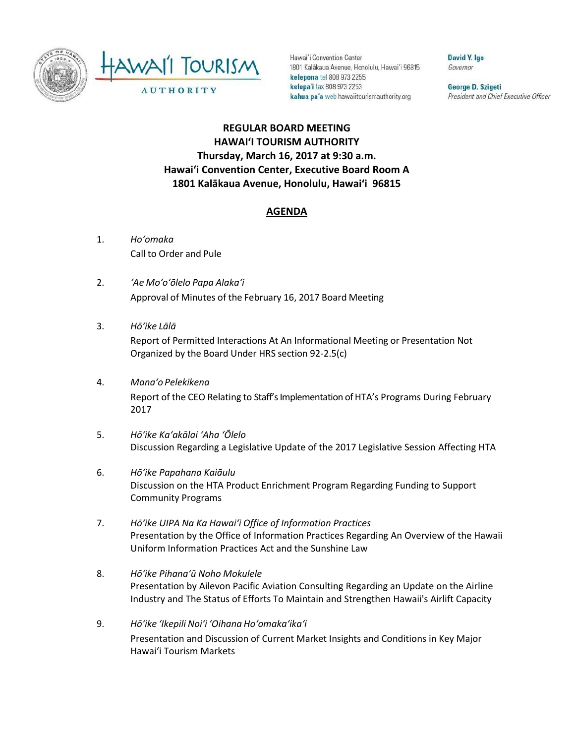HAWAIʻI TOURISM AUTHORITY

Hawaiʻi Convention Center
1801 Kalākaua Avenue, Honolulu, Hawaiʻi 96815
**kelepona** tel 808 973 2255
**kelepaʻi** fax 808 973 2253
**kahua paʻa** web hawaiitourismauthority.org

**David Y. Ige**
*Governor*

**George D. Szigeti**
*President and Chief Executive Officer*

# REGULAR BOARD MEETING
# HAWAIʻI TOURISM AUTHORITY
## Thursday, March 16, 2017 at 9:30 a.m.
## Hawaiʻi Convention Center, Executive Board Room A
## 1801 Kalākaua Avenue, Honolulu, Hawaiʻi 96815

## AGENDA

1. *Hoʻomaka*
   Call to Order and Pule

2. *ʻAe Moʻoʻōlelo Papa Alakaʻi*
   Approval of Minutes of the February 16, 2017 Board Meeting

3. *Hōʻike Lālā*
   Report of Permitted Interactions At An Informational Meeting or Presentation Not Organized by the Board Under HRS section 92-2.5(c)

4. *Manaʻo Pelekikena*
   Report of the CEO Relating to Staff's Implementation of HTA's Programs During February 2017

5. *Hōʻike Kaʻakālai ʻAha ʻŌlelo*
   Discussion Regarding a Legislative Update of the 2017 Legislative Session Affecting HTA

6. *Hōʻike Papahana Kaiāulu*
   Discussion on the HTA Product Enrichment Program Regarding Funding to Support Community Programs

7. *Hōʻike UIPA Na Ka Hawaiʻi Office of Information Practices*
   Presentation by the Office of Information Practices Regarding An Overview of the Hawaii Uniform Information Practices Act and the Sunshine Law

8. *Hōʻike Pihanaʻū Noho Mokulele*
   Presentation by Ailevon Pacific Aviation Consulting Regarding an Update on the Airline Industry and The Status of Efforts To Maintain and Strengthen Hawaii's Airlift Capacity

9. *Hōʻike ʻIkepili Noiʻi ʻOihana Hoʻomakaʻikaʻi*
   Presentation and Discussion of Current Market Insights and Conditions in Key Major Hawaiʻi Tourism Markets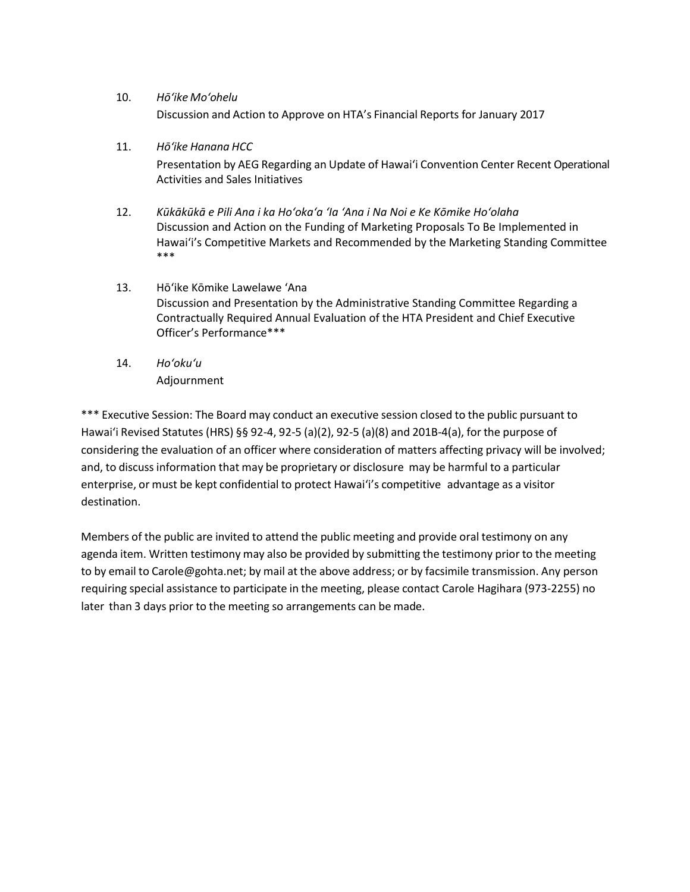10. *Hōʻike Moʻohelu*
    Discussion and Action to Approve on HTA's Financial Reports for January 2017

11. *Hōʻike Hanana HCC*
    Presentation by AEG Regarding an Update of Hawaiʻi Convention Center Recent Operational Activities and Sales Initiatives

12. *Kūkākūkā e Pili Ana i ka Hoʻokaʻa ʻIa ʻAna i Na Noi e Ke Kōmike Hoʻolaha*
    Discussion and Action on the Funding of Marketing Proposals To Be Implemented in Hawaiʻi's Competitive Markets and Recommended by the Marketing Standing Committee ***

13. Hōʻike Kōmike Lawelawe ʻAna
    Discussion and Presentation by the Administrative Standing Committee Regarding a Contractually Required Annual Evaluation of the HTA President and Chief Executive Officer's Performance***

14. *Hoʻokuʻu*
    Adjournment

*** Executive Session: The Board may conduct an executive session closed to the public pursuant to Hawaiʻi Revised Statutes (HRS) §§ 92-4, 92-5 (a)(2), 92-5 (a)(8) and 201B-4(a), for the purpose of considering the evaluation of an officer where consideration of matters affecting privacy will be involved; and, to discuss information that may be proprietary or disclosure may be harmful to a particular enterprise, or must be kept confidential to protect Hawaiʻi's competitive advantage as a visitor destination.

Members of the public are invited to attend the public meeting and provide oral testimony on any agenda item. Written testimony may also be provided by submitting the testimony prior to the meeting to by email to Carole@gohta.net; by mail at the above address; or by facsimile transmission. Any person requiring special assistance to participate in the meeting, please contact Carole Hagihara (973-2255) no later than 3 days prior to the meeting so arrangements can be made.